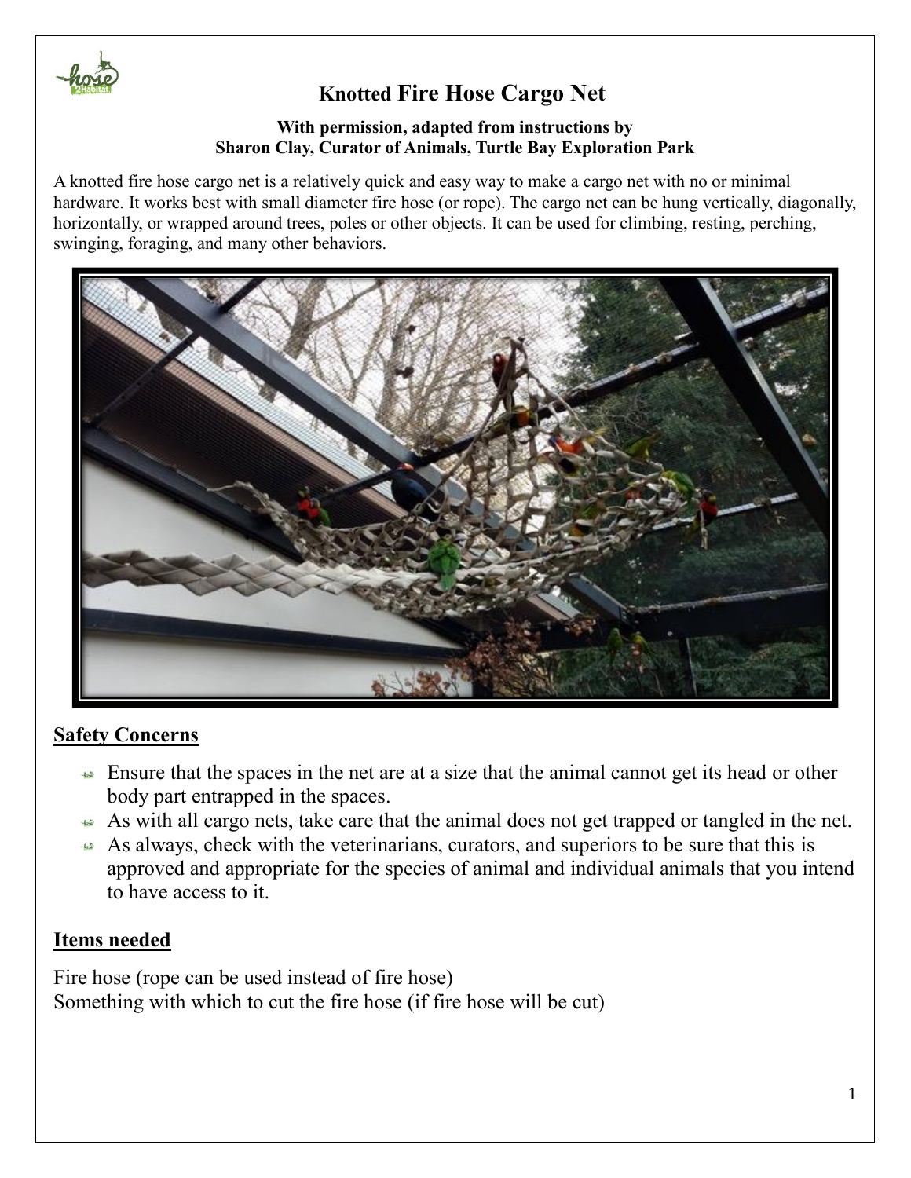# Knotted Fire Hose Cargo Net

**With permission, adapted from instructions by**
**Sharon Clay, Curator of Animals, Turtle Bay Exploration Park**

A knotted fire hose cargo net is a relatively quick and easy way to make a cargo net with no or minimal hardware. It works best with small diameter fire hose (or rope). The cargo net can be hung vertically, diagonally, horizontally, or wrapped around trees, poles or other objects. It can be used for climbing, resting, perching, swinging, foraging, and many other behaviors.

## Safety Concerns

- Ensure that the spaces in the net are at a size that the animal cannot get its head or other body part entrapped in the spaces.
- As with all cargo nets, take care that the animal does not get trapped or tangled in the net.
- As always, check with the veterinarians, curators, and superiors to be sure that this is approved and appropriate for the species of animal and individual animals that you intend to have access to it.

## Items needed

Fire hose (rope can be used instead of fire hose)
Something with which to cut the fire hose (if fire hose will be cut)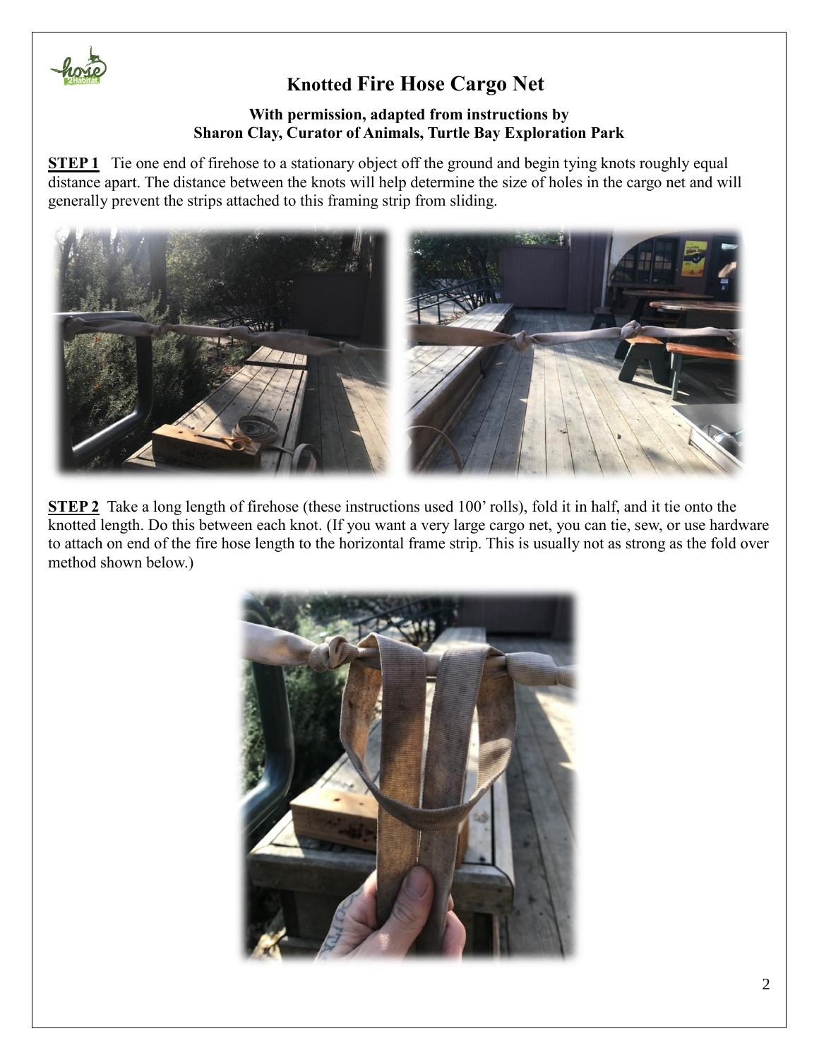# Knotted Fire Hose Cargo Net

**With permission, adapted from instructions by**
**Sharon Clay, Curator of Animals, Turtle Bay Exploration Park**

**STEP 1** Tie one end of firehose to a stationary object off the ground and begin tying knots roughly equal distance apart. The distance between the knots will help determine the size of holes in the cargo net and will generally prevent the strips attached to this framing strip from sliding.

**STEP 2** Take a long length of firehose (these instructions used 100' rolls), fold it in half, and it tie onto the knotted length. Do this between each knot. (If you want a very large cargo net, you can tie, sew, or use hardware to attach on end of the fire hose length to the horizontal frame strip. This is usually not as strong as the fold over method shown below.)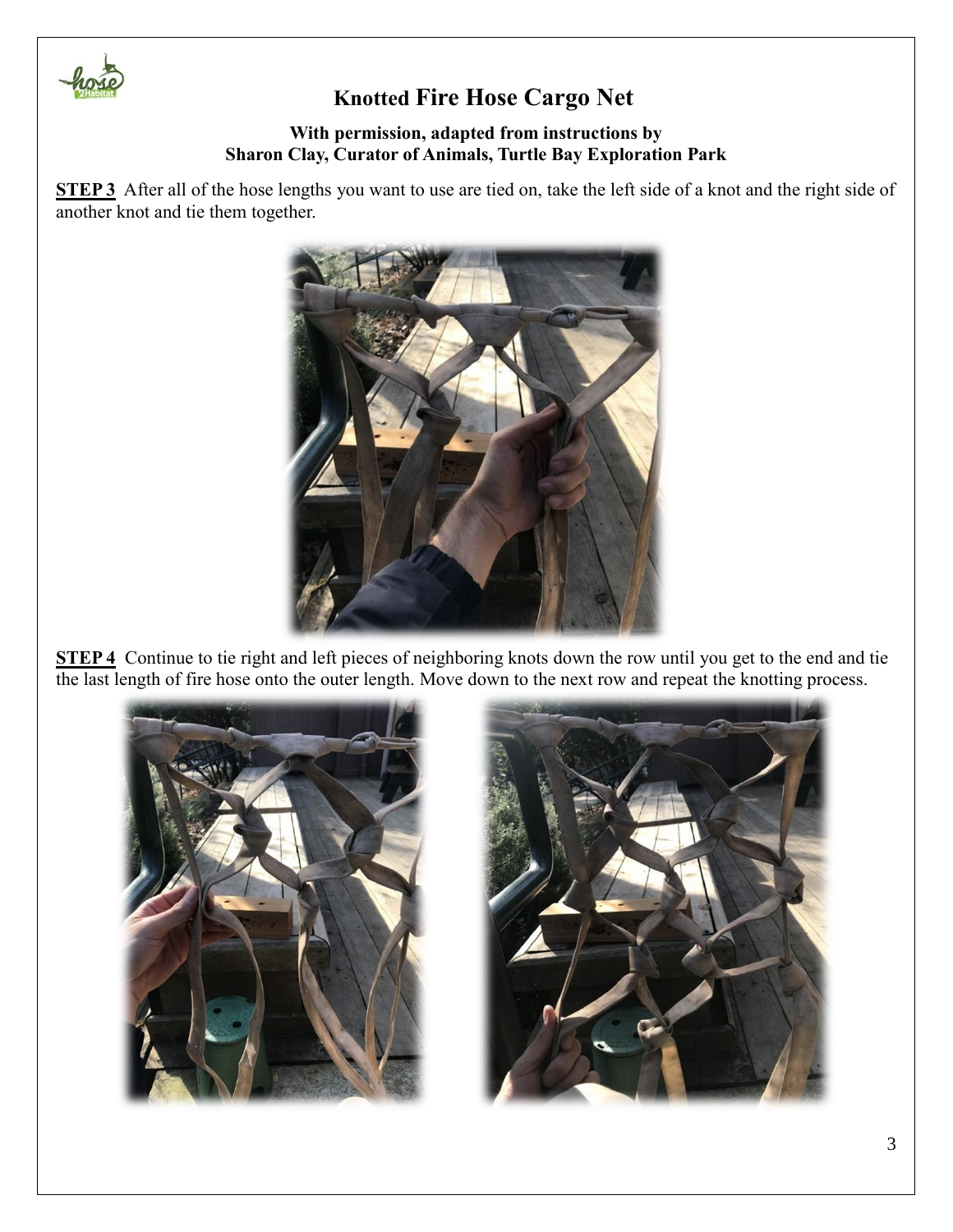# Knotted Fire Hose Cargo Net

**With permission, adapted from instructions by**
**Sharon Clay, Curator of Animals, Turtle Bay Exploration Park**

**STEP 3** After all of the hose lengths you want to use are tied on, take the left side of a knot and the right side of another knot and tie them together.

**STEP 4** Continue to tie right and left pieces of neighboring knots down the row until you get to the end and tie the last length of fire hose onto the outer length. Move down to the next row and repeat the knotting process.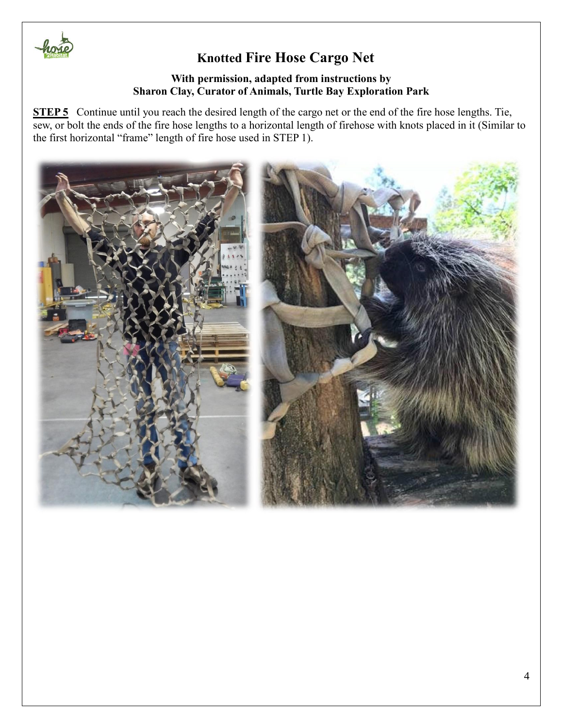# Knotted Fire Hose Cargo Net

**With permission, adapted from instructions by**
**Sharon Clay, Curator of Animals, Turtle Bay Exploration Park**

**STEP 5** Continue until you reach the desired length of the cargo net or the end of the fire hose lengths. Tie, sew, or bolt the ends of the fire hose lengths to a horizontal length of firehose with knots placed in it (Similar to the first horizontal "frame" length of fire hose used in STEP 1).